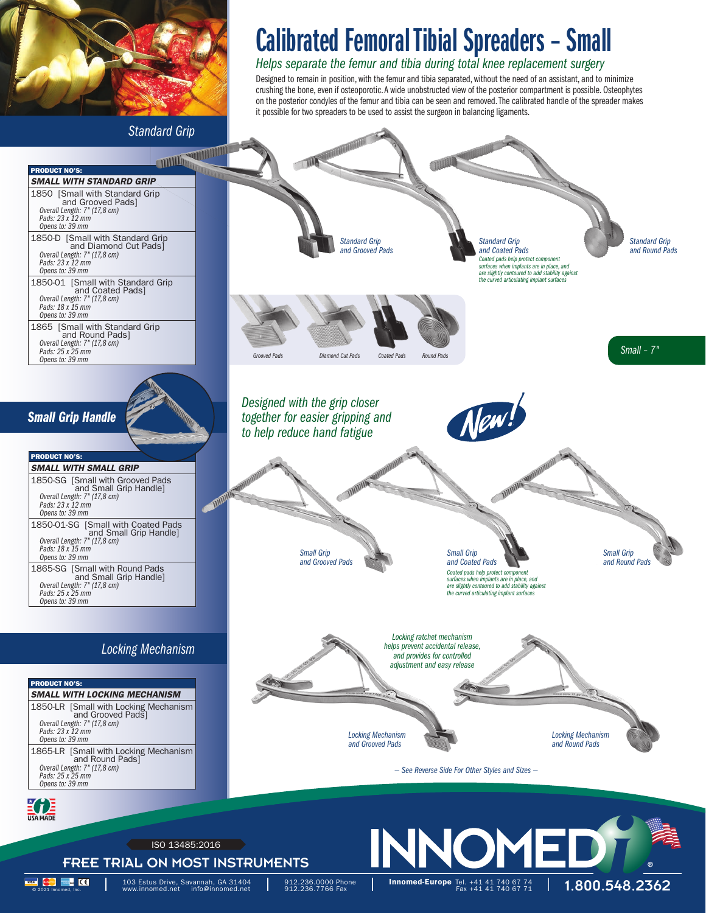# Calibrated Femoral Tibial Spreaders – Small

*Helps separate the femur and tibia during total knee replacement surgery*

Designed to remain in position, with the femur and tibia separated, without the need of an assistant, and to minimize crushing the bone, even if osteoporotic. A wide unobstructed view of the posterior compartment is possible. Osteophytes on the posterior condyles of the femur and tibia can be seen and removed. The calibrated handle of the spreader makes it possible for two spreaders to be used to assist the surgeon in balancing ligaments.

## *Standard Grip*

| PRODUCT NO'S: |
| --- |
| ***SMALL WITH STANDARD GRIP*** |
| 1850 [Small with Standard Grip and Grooved Pads]<br>*Overall Length: 7" (17,8 cm)*<br>*Pads: 23 x 12 mm*<br>*Opens to: 39 mm* |
| 1850-D [Small with Standard Grip and Diamond Cut Pads]<br>*Overall Length: 7" (17,8 cm)*<br>*Pads: 23 x 12 mm*<br>*Opens to: 39 mm* |
| 1850-01 [Small with Standard Grip and Coated Pads]<br>*Overall Length: 7" (17,8 cm)*<br>*Pads: 18 x 15 mm*<br>*Opens to: 39 mm* |
| 1865 [Small with Standard Grip and Round Pads]<br>*Overall Length: 7" (17,8 cm)*<br>*Pads: 25 x 25 mm*<br>*Opens to: 39 mm* |

*Standard Grip and Grooved Pads*

*Standard Grip and Coated Pads*

*Coated pads help protect component surfaces when implants are in place, and are slightly contoured to add stability against the curved articulating implant surfaces*

*Standard Grip and Round Pads*

*Grooved Pads* · *Diamond Cut Pads* · *Coated Pads* · *Round Pads*

*Small - 7"*

## *Small Grip Handle*

*Designed with the grip closer together for easier gripping and to help reduce hand fatigue*

*New!*

| PRODUCT NO'S: |
| --- |
| ***SMALL WITH SMALL GRIP*** |
| 1850-SG [Small with Grooved Pads and Small Grip Handle]<br>*Overall Length: 7" (17,8 cm)*<br>*Pads: 23 x 12 mm*<br>*Opens to: 39 mm* |
| 1850-01-SG [Small with Coated Pads and Small Grip Handle]<br>*Overall Length: 7" (17,8 cm)*<br>*Pads: 18 x 15 mm*<br>*Opens to: 39 mm* |
| 1865-SG [Small with Round Pads and Small Grip Handle]<br>*Overall Length: 7" (17,8 cm)*<br>*Pads: 25 x 25 mm*<br>*Opens to: 39 mm* |

*Small Grip and Grooved Pads*

*Small Grip and Coated Pads*

*Coated pads help protect component surfaces when implants are in place, and are slightly contoured to add stability against the curved articulating implant surfaces*

*Small Grip and Round Pads*

## *Locking Mechanism*

| PRODUCT NO'S: |
| --- |
| ***SMALL WITH LOCKING MECHANISM*** |
| 1850-LR [Small with Locking Mechanism and Grooved Pads]<br>*Overall Length: 7" (17,8 cm)*<br>*Pads: 23 x 12 mm*<br>*Opens to: 39 mm* |
| 1865-LR [Small with Locking Mechanism and Round Pads]<br>*Overall Length: 7" (17,8 cm)*<br>*Pads: 25 x 25 mm*<br>*Opens to: 39 mm* |

*Locking ratchet mechanism helps prevent accidental release, and provides for controlled adjustment and easy release*

*Locking Mechanism and Grooved Pads*

*Locking Mechanism and Round Pads*

*– See Reverse Side For Other Styles and Sizes –*

USA MADE

ISO 13485:2016

**FREE TRIAL ON MOST INSTRUMENTS**

INNOMED®

© 2021 Innomed, Inc.

103 Estus Drive, Savannah, GA 31404
www.innomed.net info@innomed.net

912.236.0000 Phone
912.236.7766 Fax

**Innomed-Europe** Tel. +41 41 740 67 74
Fax +41 41 740 67 71

**1.800.548.2362**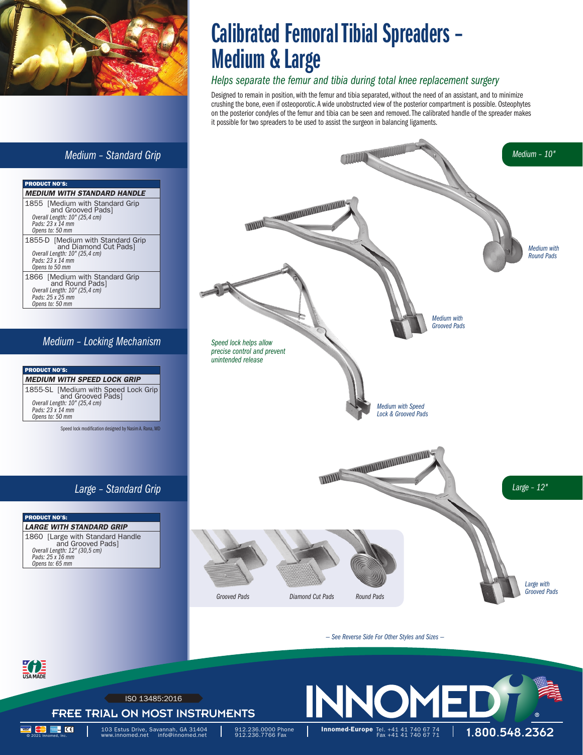# Calibrated Femoral Tibial Spreaders – Medium & Large

*Helps separate the femur and tibia during total knee replacement surgery*

Designed to remain in position, with the femur and tibia separated, without the need of an assistant, and to minimize crushing the bone, even if osteoporotic. A wide unobstructed view of the posterior compartment is possible. Osteophytes on the posterior condyles of the femur and tibia can be seen and removed. The calibrated handle of the spreader makes it possible for two spreaders to be used to assist the surgeon in balancing ligaments.

## *Medium – Standard Grip*

| PRODUCT NO'S: |
|---|
| ***MEDIUM WITH STANDARD HANDLE*** |
| 1855 [Medium with Standard Grip and Grooved Pads] *Overall Length: 10" (25,4 cm) Pads: 23 x 14 mm Opens to: 50 mm* |
| 1855-D [Medium with Standard Grip and Diamond Cut Pads] *Overall Length: 10" (25,4 cm) Pads: 23 x 14 mm Opens to 50 mm* |
| 1866 [Medium with Standard Grip and Round Pads] *Overall Length: 10" (25,4 cm) Pads: 25 x 25 mm Opens to: 50 mm* |

## *Medium – Locking Mechanism*

| PRODUCT NO'S: |
|---|
| ***MEDIUM WITH SPEED LOCK GRIP*** |
| 1855-SL [Medium with Speed Lock Grip and Grooved Pads] *Overall Length: 10" (25,4 cm) Pads: 23 x 14 mm Opens to: 50 mm* |

Speed lock modification designed by Nasim A. Rana, MD

## *Large – Standard Grip*

| PRODUCT NO'S: |
|---|
| ***LARGE WITH STANDARD GRIP*** |
| 1860 [Large with Standard Handle and Grooved Pads] *Overall Length: 12" (30,5 cm) Pads: 25 x 16 mm Opens to: 65 mm* |

*Medium – 10"*

*Medium with Round Pads*

*Medium with Grooved Pads*

*Speed lock helps allow precise control and prevent unintended release*

*Medium with Speed Lock & Grooved Pads*

*Large – 12"*

*Large with Grooved Pads*

*Grooved Pads* *Diamond Cut Pads* *Round Pads*

*– See Reverse Side For Other Styles and Sizes –*

USA MADE

ISO 13485:2016

FREE TRIAL ON MOST INSTRUMENTS

INNOMED

© 2021 Innomed, Inc. | 103 Estus Drive, Savannah, GA 31404 www.innomed.net info@innomed.net | 912.236.0000 Phone 912.236.7766 Fax | **Innomed-Europe** Tel. +41 41 740 67 74 Fax +41 41 740 67 71 | **1.800.548.2362**